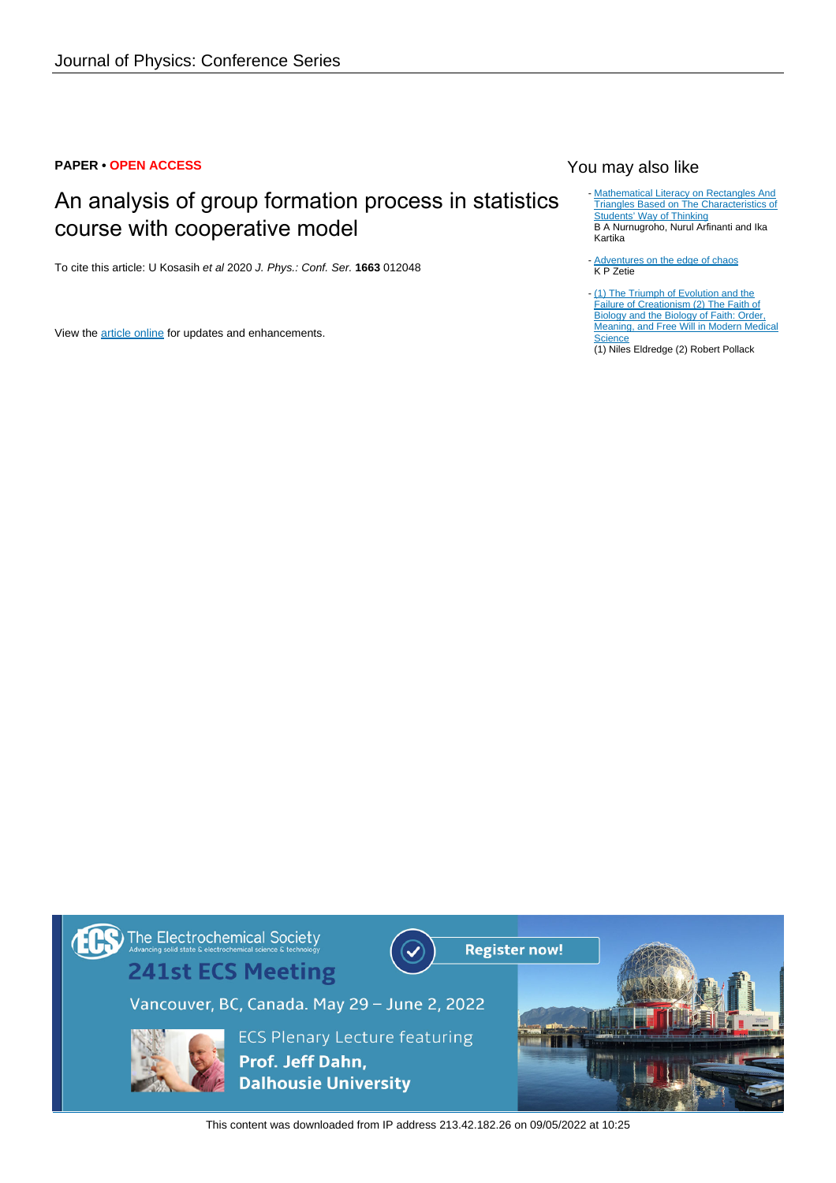Journal of Physics: Conference Series

**PAPER • OPEN ACCESS**

# An analysis of group formation process in statistics course with cooperative model

To cite this article: U Kosasih *et al* 2020 *J. Phys.: Conf. Ser.* **1663** 012048

View the article online for updates and enhancements.

## You may also like

- Mathematical Literacy on Rectangles And Triangles Based on The Characteristics of Students' Way of Thinking
  B A Nurnugroho, Nurul Arfinanti and Ika Kartika

- Adventures on the edge of chaos
  K P Zetie

- (1) The Triumph of Evolution and the Failure of Creationism (2) The Faith of Biology and the Biology of Faith: Order, Meaning, and Free Will in Modern Medical Science
  (1) Niles Eldredge (2) Robert Pollack

The Electrochemical Society
Advancing solid state & electrochemical science & technology

241st ECS Meeting

Register now!

Vancouver, BC, Canada. May 29 – June 2, 2022

ECS Plenary Lecture featuring
**Prof. Jeff Dahn, Dalhousie University**

This content was downloaded from IP address 213.42.182.26 on 09/05/2022 at 10:25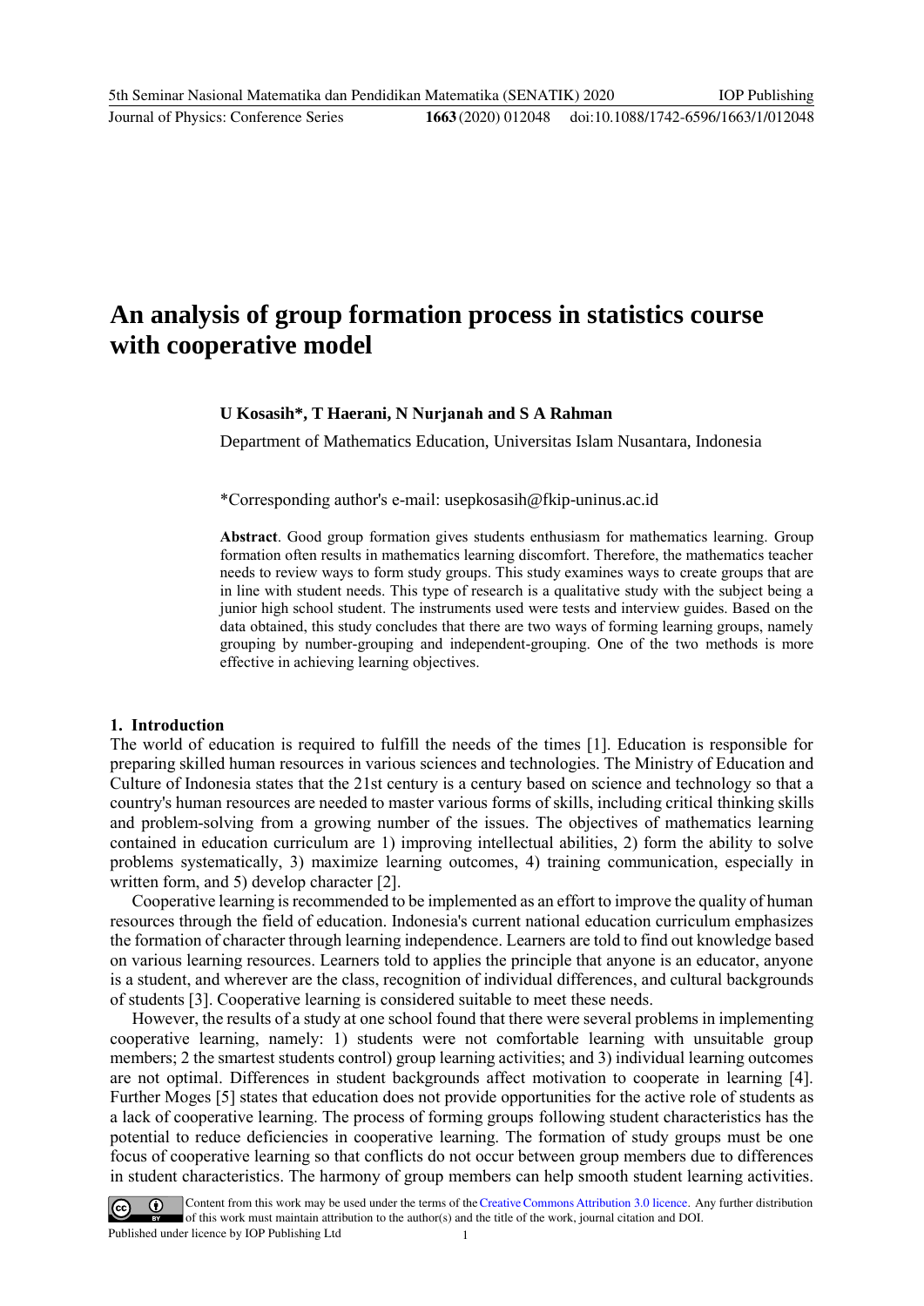# An analysis of group formation process in statistics course with cooperative model

**U Kosasih\*, T Haerani, N Nurjanah and S A Rahman**

Department of Mathematics Education, Universitas Islam Nusantara, Indonesia

\*Corresponding author's e-mail: usepkosasih@fkip-uninus.ac.id

**Abstract**. Good group formation gives students enthusiasm for mathematics learning. Group formation often results in mathematics learning discomfort. Therefore, the mathematics teacher needs to review ways to form study groups. This study examines ways to create groups that are in line with student needs. This type of research is a qualitative study with the subject being a junior high school student. The instruments used were tests and interview guides. Based on the data obtained, this study concludes that there are two ways of forming learning groups, namely grouping by number-grouping and independent-grouping. One of the two methods is more effective in achieving learning objectives.

## 1. Introduction

The world of education is required to fulfill the needs of the times [1]. Education is responsible for preparing skilled human resources in various sciences and technologies. The Ministry of Education and Culture of Indonesia states that the 21st century is a century based on science and technology so that a country's human resources are needed to master various forms of skills, including critical thinking skills and problem-solving from a growing number of the issues. The objectives of mathematics learning contained in education curriculum are 1) improving intellectual abilities, 2) form the ability to solve problems systematically, 3) maximize learning outcomes, 4) training communication, especially in written form, and 5) develop character [2].

Cooperative learning is recommended to be implemented as an effort to improve the quality of human resources through the field of education. Indonesia's current national education curriculum emphasizes the formation of character through learning independence. Learners are told to find out knowledge based on various learning resources. Learners told to applies the principle that anyone is an educator, anyone is a student, and wherever are the class, recognition of individual differences, and cultural backgrounds of students [3]. Cooperative learning is considered suitable to meet these needs.

However, the results of a study at one school found that there were several problems in implementing cooperative learning, namely: 1) students were not comfortable learning with unsuitable group members; 2 the smartest students control) group learning activities; and 3) individual learning outcomes are not optimal. Differences in student backgrounds affect motivation to cooperate in learning [4]. Further Moges [5] states that education does not provide opportunities for the active role of students as a lack of cooperative learning. The process of forming groups following student characteristics has the potential to reduce deficiencies in cooperative learning. The formation of study groups must be one focus of cooperative learning so that conflicts do not occur between group members due to differences in student characteristics. The harmony of group members can help smooth student learning activities.

Content from this work may be used under the terms of the Creative Commons Attribution 3.0 licence. Any further distribution of this work must maintain attribution to the author(s) and the title of the work, journal citation and DOI.
Published under licence by IOP Publishing Ltd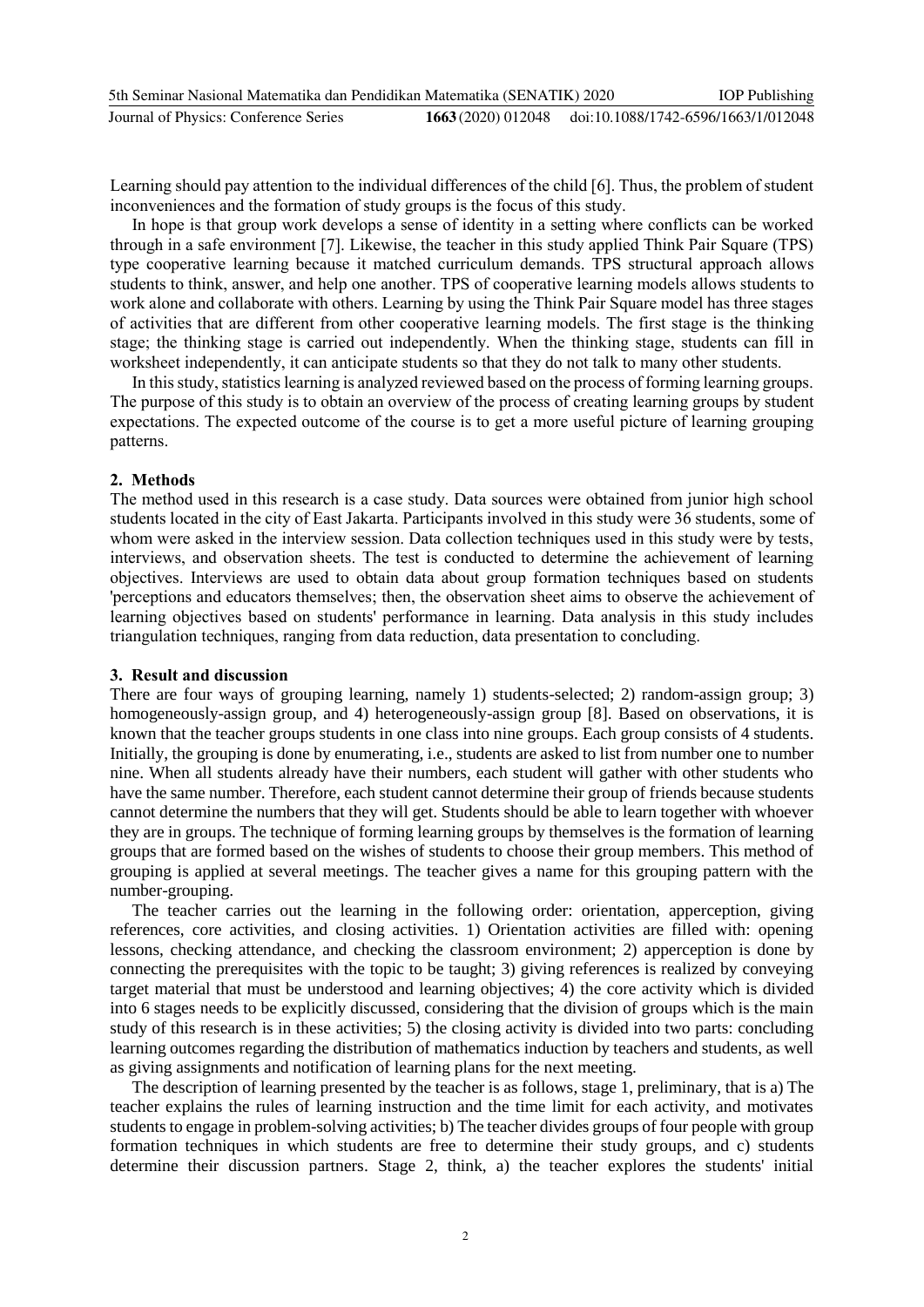Learning should pay attention to the individual differences of the child [6]. Thus, the problem of student inconveniences and the formation of study groups is the focus of this study.

In hope is that group work develops a sense of identity in a setting where conflicts can be worked through in a safe environment [7]. Likewise, the teacher in this study applied Think Pair Square (TPS) type cooperative learning because it matched curriculum demands. TPS structural approach allows students to think, answer, and help one another. TPS of cooperative learning models allows students to work alone and collaborate with others. Learning by using the Think Pair Square model has three stages of activities that are different from other cooperative learning models. The first stage is the thinking stage; the thinking stage is carried out independently. When the thinking stage, students can fill in worksheet independently, it can anticipate students so that they do not talk to many other students.

In this study, statistics learning is analyzed reviewed based on the process of forming learning groups. The purpose of this study is to obtain an overview of the process of creating learning groups by student expectations. The expected outcome of the course is to get a more useful picture of learning grouping patterns.

## 2. Methods

The method used in this research is a case study. Data sources were obtained from junior high school students located in the city of East Jakarta. Participants involved in this study were 36 students, some of whom were asked in the interview session. Data collection techniques used in this study were by tests, interviews, and observation sheets. The test is conducted to determine the achievement of learning objectives. Interviews are used to obtain data about group formation techniques based on students 'perceptions and educators themselves; then, the observation sheet aims to observe the achievement of learning objectives based on students' performance in learning. Data analysis in this study includes triangulation techniques, ranging from data reduction, data presentation to concluding.

## 3. Result and discussion

There are four ways of grouping learning, namely 1) students-selected; 2) random-assign group; 3) homogeneously-assign group, and 4) heterogeneously-assign group [8]. Based on observations, it is known that the teacher groups students in one class into nine groups. Each group consists of 4 students. Initially, the grouping is done by enumerating, i.e., students are asked to list from number one to number nine. When all students already have their numbers, each student will gather with other students who have the same number. Therefore, each student cannot determine their group of friends because students cannot determine the numbers that they will get. Students should be able to learn together with whoever they are in groups. The technique of forming learning groups by themselves is the formation of learning groups that are formed based on the wishes of students to choose their group members. This method of grouping is applied at several meetings. The teacher gives a name for this grouping pattern with the number-grouping.

The teacher carries out the learning in the following order: orientation, apperception, giving references, core activities, and closing activities. 1) Orientation activities are filled with: opening lessons, checking attendance, and checking the classroom environment; 2) apperception is done by connecting the prerequisites with the topic to be taught; 3) giving references is realized by conveying target material that must be understood and learning objectives; 4) the core activity which is divided into 6 stages needs to be explicitly discussed, considering that the division of groups which is the main study of this research is in these activities; 5) the closing activity is divided into two parts: concluding learning outcomes regarding the distribution of mathematics induction by teachers and students, as well as giving assignments and notification of learning plans for the next meeting.

The description of learning presented by the teacher is as follows, stage 1, preliminary, that is a) The teacher explains the rules of learning instruction and the time limit for each activity, and motivates students to engage in problem-solving activities; b) The teacher divides groups of four people with group formation techniques in which students are free to determine their study groups, and c) students determine their discussion partners. Stage 2, think, a) the teacher explores the students' initial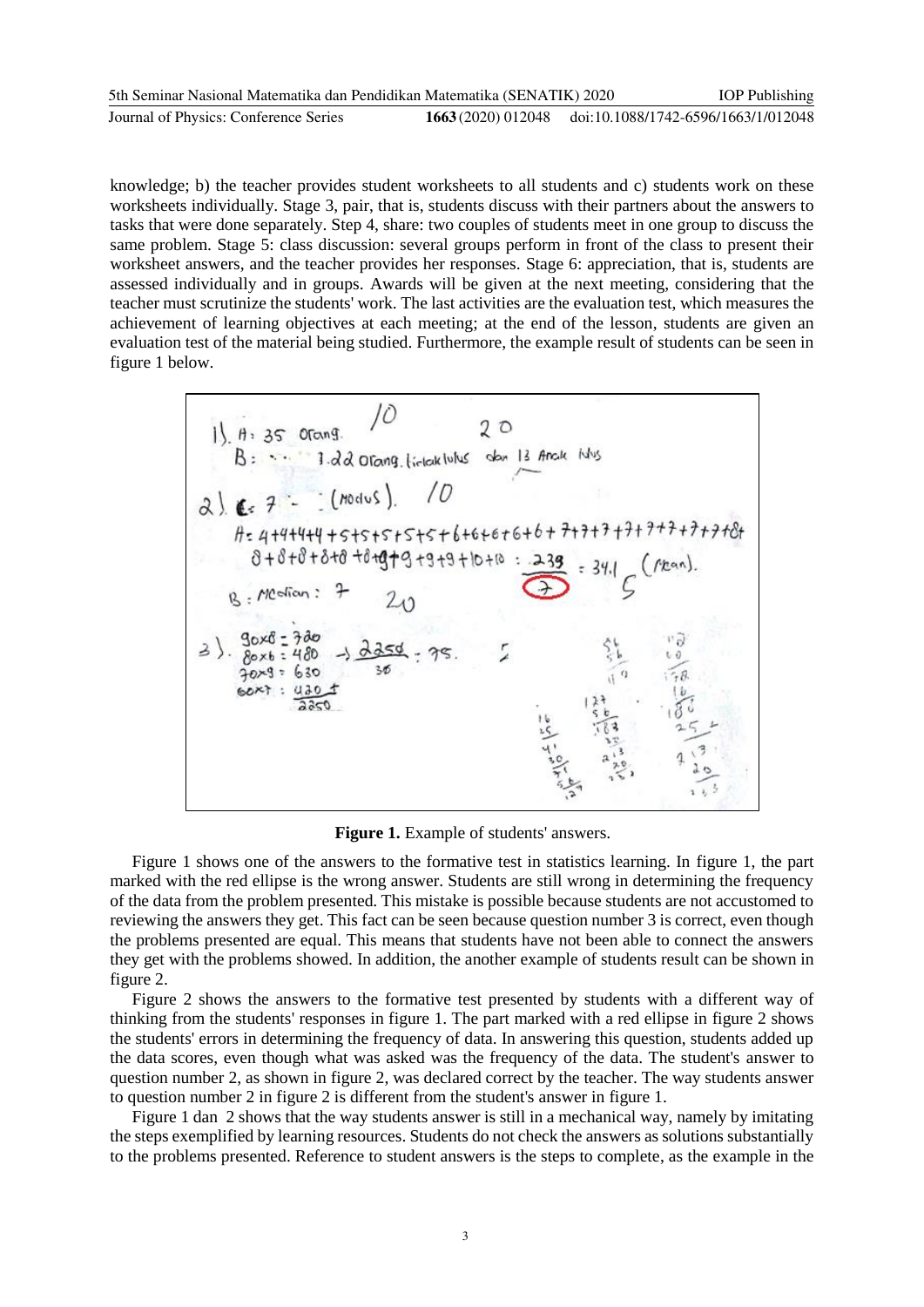knowledge; b) the teacher provides student worksheets to all students and c) students work on these worksheets individually. Stage 3, pair, that is, students discuss with their partners about the answers to tasks that were done separately. Step 4, share: two couples of students meet in one group to discuss the same problem. Stage 5: class discussion: several groups perform in front of the class to present their worksheet answers, and the teacher provides her responses. Stage 6: appreciation, that is, students are assessed individually and in groups. Awards will be given at the next meeting, considering that the teacher must scrutinize the students' work. The last activities are the evaluation test, which measures the achievement of learning objectives at each meeting; at the end of the lesson, students are given an evaluation test of the material being studied. Furthermore, the example result of students can be seen in figure 1 below.

**Figure 1.** Example of students' answers.

Figure 1 shows one of the answers to the formative test in statistics learning. In figure 1, the part marked with the red ellipse is the wrong answer. Students are still wrong in determining the frequency of the data from the problem presented. This mistake is possible because students are not accustomed to reviewing the answers they get. This fact can be seen because question number 3 is correct, even though the problems presented are equal. This means that students have not been able to connect the answers they get with the problems showed. In addition, the another example of students result can be shown in figure 2.

Figure 2 shows the answers to the formative test presented by students with a different way of thinking from the students' responses in figure 1. The part marked with a red ellipse in figure 2 shows the students' errors in determining the frequency of data. In answering this question, students added up the data scores, even though what was asked was the frequency of the data. The student's answer to question number 2, as shown in figure 2, was declared correct by the teacher. The way students answer to question number 2 in figure 2 is different from the student's answer in figure 1.

Figure 1 dan 2 shows that the way students answer is still in a mechanical way, namely by imitating the steps exemplified by learning resources. Students do not check the answers as solutions substantially to the problems presented. Reference to student answers is the steps to complete, as the example in the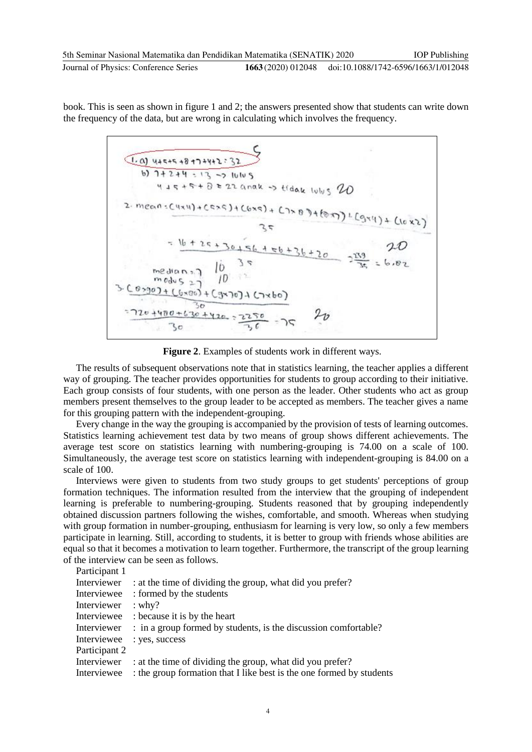book. This is seen as shown in figure 1 and 2; the answers presented show that students can write down the frequency of the data, but are wrong in calculating which involves the frequency.

**Figure 2**. Examples of students work in different ways.

The results of subsequent observations note that in statistics learning, the teacher applies a different way of grouping. The teacher provides opportunities for students to group according to their initiative. Each group consists of four students, with one person as the leader. Other students who act as group members present themselves to the group leader to be accepted as members. The teacher gives a name for this grouping pattern with the independent-grouping.

Every change in the way the grouping is accompanied by the provision of tests of learning outcomes. Statistics learning achievement test data by two means of group shows different achievements. The average test score on statistics learning with numbering-grouping is 74.00 on a scale of 100. Simultaneously, the average test score on statistics learning with independent-grouping is 84.00 on a scale of 100.

Interviews were given to students from two study groups to get students' perceptions of group formation techniques. The information resulted from the interview that the grouping of independent learning is preferable to numbering-grouping. Students reasoned that by grouping independently obtained discussion partners following the wishes, comfortable, and smooth. Whereas when studying with group formation in number-grouping, enthusiasm for learning is very low, so only a few members participate in learning. Still, according to students, it is better to group with friends whose abilities are equal so that it becomes a motivation to learn together. Furthermore, the transcript of the group learning of the interview can be seen as follows.

Participant 1

Interviewer : at the time of dividing the group, what did you prefer?
Interviewee : formed by the students
Interviewer : why?
Interviewee : because it is by the heart
Interviewer : in a group formed by students, is the discussion comfortable?
Interviewee : yes, success

Participant 2

Interviewer : at the time of dividing the group, what did you prefer?
Interviewee : the group formation that I like best is the one formed by students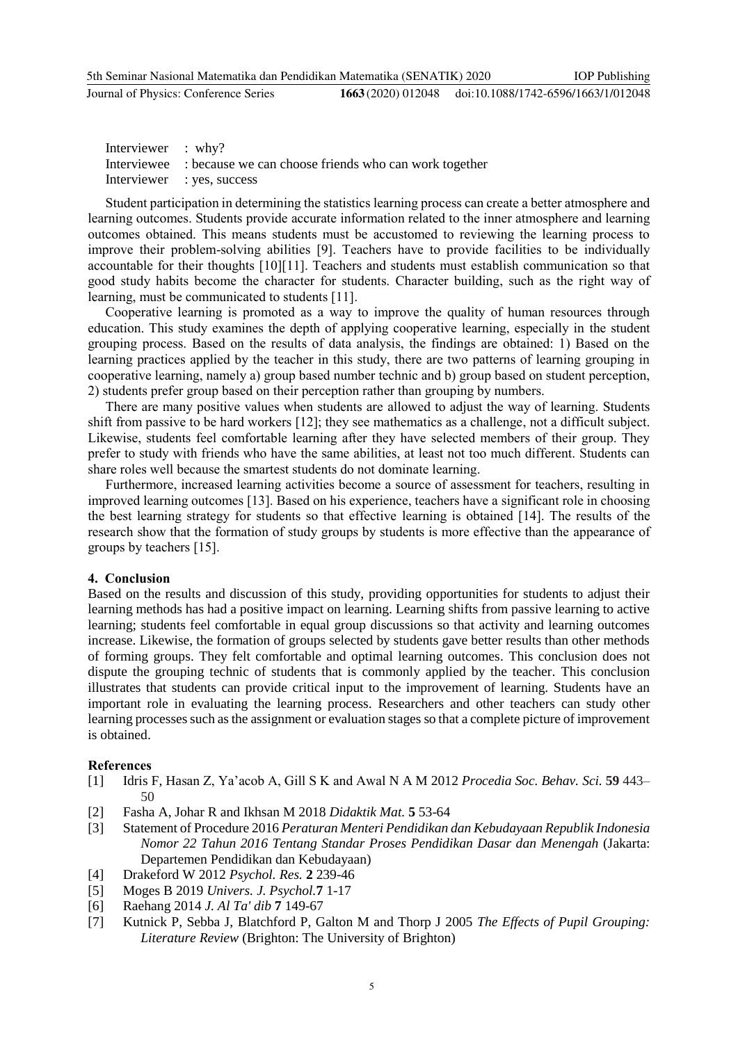Interviewer : why?
Interviewee : because we can choose friends who can work together
Interviewer : yes, success

Student participation in determining the statistics learning process can create a better atmosphere and learning outcomes. Students provide accurate information related to the inner atmosphere and learning outcomes obtained. This means students must be accustomed to reviewing the learning process to improve their problem-solving abilities [9]. Teachers have to provide facilities to be individually accountable for their thoughts [10][11]. Teachers and students must establish communication so that good study habits become the character for students. Character building, such as the right way of learning, must be communicated to students [11].

Cooperative learning is promoted as a way to improve the quality of human resources through education. This study examines the depth of applying cooperative learning, especially in the student grouping process. Based on the results of data analysis, the findings are obtained: 1) Based on the learning practices applied by the teacher in this study, there are two patterns of learning grouping in cooperative learning, namely a) group based number technic and b) group based on student perception, 2) students prefer group based on their perception rather than grouping by numbers.

There are many positive values when students are allowed to adjust the way of learning. Students shift from passive to be hard workers [12]; they see mathematics as a challenge, not a difficult subject. Likewise, students feel comfortable learning after they have selected members of their group. They prefer to study with friends who have the same abilities, at least not too much different. Students can share roles well because the smartest students do not dominate learning.

Furthermore, increased learning activities become a source of assessment for teachers, resulting in improved learning outcomes [13]. Based on his experience, teachers have a significant role in choosing the best learning strategy for students so that effective learning is obtained [14]. The results of the research show that the formation of study groups by students is more effective than the appearance of groups by teachers [15].

## 4. Conclusion

Based on the results and discussion of this study, providing opportunities for students to adjust their learning methods has had a positive impact on learning. Learning shifts from passive learning to active learning; students feel comfortable in equal group discussions so that activity and learning outcomes increase. Likewise, the formation of groups selected by students gave better results than other methods of forming groups. They felt comfortable and optimal learning outcomes. This conclusion does not dispute the grouping technic of students that is commonly applied by the teacher. This conclusion illustrates that students can provide critical input to the improvement of learning. Students have an important role in evaluating the learning process. Researchers and other teachers can study other learning processes such as the assignment or evaluation stages so that a complete picture of improvement is obtained.

## References

[1] Idris F, Hasan Z, Ya'acob A, Gill S K and Awal N A M 2012 *Procedia Soc. Behav. Sci.* **59** 443–50

[2] Fasha A, Johar R and Ikhsan M 2018 *Didaktik Mat.* **5** 53-64

[3] Statement of Procedure 2016 *Peraturan Menteri Pendidikan dan Kebudayaan Republik Indonesia Nomor 22 Tahun 2016 Tentang Standar Proses Pendidikan Dasar dan Menengah* (Jakarta: Departemen Pendidikan dan Kebudayaan)

[4] Drakeford W 2012 *Psychol. Res.* **2** 239-46

[5] Moges B 2019 *Univers. J. Psychol.* **7** 1-17

[6] Raehang 2014 *J. Al Ta' dib* **7** 149-67

[7] Kutnick P, Sebba J, Blatchford P, Galton M and Thorp J 2005 *The Effects of Pupil Grouping: Literature Review* (Brighton: The University of Brighton)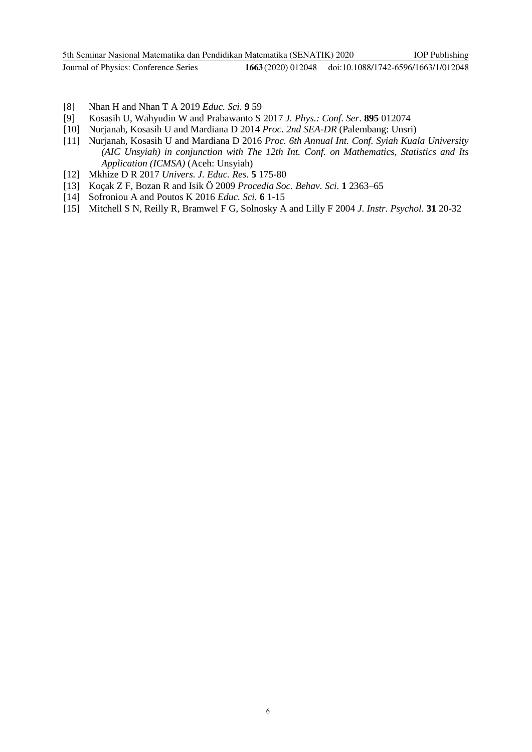[8] Nhan H and Nhan T A 2019 *Educ. Sci.* **9** 59

[9] Kosasih U, Wahyudin W and Prabawanto S 2017 *J. Phys.: Conf. Ser.* **895** 012074

[10] Nurjanah, Kosasih U and Mardiana D 2014 *Proc. 2nd SEA-DR* (Palembang: Unsri)

[11] Nurjanah, Kosasih U and Mardiana D 2016 *Proc. 6th Annual Int. Conf. Syiah Kuala University (AIC Unsyiah) in conjunction with The 12th Int. Conf. on Mathematics, Statistics and Its Application (ICMSA)* (Aceh: Unsyiah)

[12] Mkhize D R 2017 *Univers. J. Educ. Res.* **5** 175-80

[13] Koçak Z F, Bozan R and Isik Ö 2009 *Procedia Soc. Behav. Sci.* **1** 2363–65

[14] Sofroniou A and Poutos K 2016 *Educ. Sci.* **6** 1-15

[15] Mitchell S N, Reilly R, Bramwel F G, Solnosky A and Lilly F 2004 *J. Instr. Psychol.* **31** 20-32